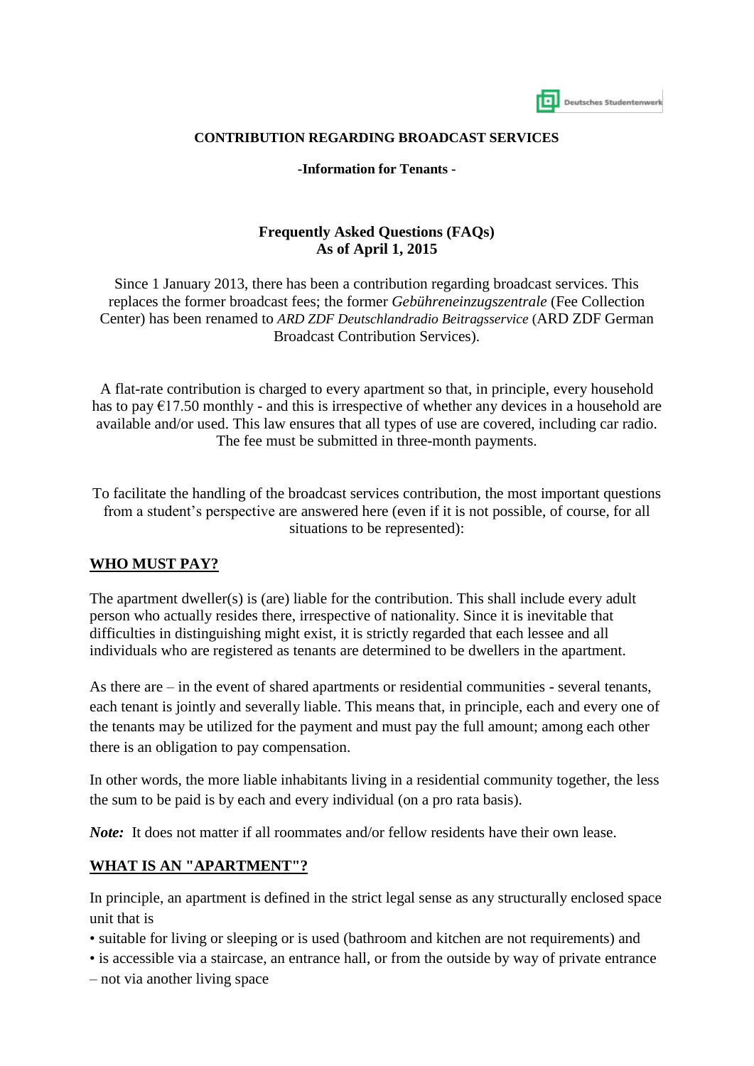**CONTRIBUTION REGARDING BROADCAST SERVICES**

**-Information for Tenants -**

**Frequently Asked Questions (FAQs)**
**As of April 1, 2015**

Since 1 January 2013, there has been a contribution regarding broadcast services. This replaces the former broadcast fees; the former *Gebühreneinzugszentrale* (Fee Collection Center) has been renamed to *ARD ZDF Deutschlandradio Beitragsservice* (ARD ZDF German Broadcast Contribution Services).

A flat-rate contribution is charged to every apartment so that, in principle, every household has to pay €17.50 monthly - and this is irrespective of whether any devices in a household are available and/or used. This law ensures that all types of use are covered, including car radio. The fee must be submitted in three-month payments.

To facilitate the handling of the broadcast services contribution, the most important questions from a student's perspective are answered here (even if it is not possible, of course, for all situations to be represented):

## WHO MUST PAY?

The apartment dweller(s) is (are) liable for the contribution. This shall include every adult person who actually resides there, irrespective of nationality. Since it is inevitable that difficulties in distinguishing might exist, it is strictly regarded that each lessee and all individuals who are registered as tenants are determined to be dwellers in the apartment.

As there are – in the event of shared apartments or residential communities - several tenants, each tenant is jointly and severally liable. This means that, in principle, each and every one of the tenants may be utilized for the payment and must pay the full amount; among each other there is an obligation to pay compensation.

In other words, the more liable inhabitants living in a residential community together, the less the sum to be paid is by each and every individual (on a pro rata basis).

***Note:*** It does not matter if all roommates and/or fellow residents have their own lease.

## WHAT IS AN "APARTMENT"?

In principle, an apartment is defined in the strict legal sense as any structurally enclosed space unit that is

- suitable for living or sleeping or is used (bathroom and kitchen are not requirements) and
- is accessible via a staircase, an entrance hall, or from the outside by way of private entrance – not via another living space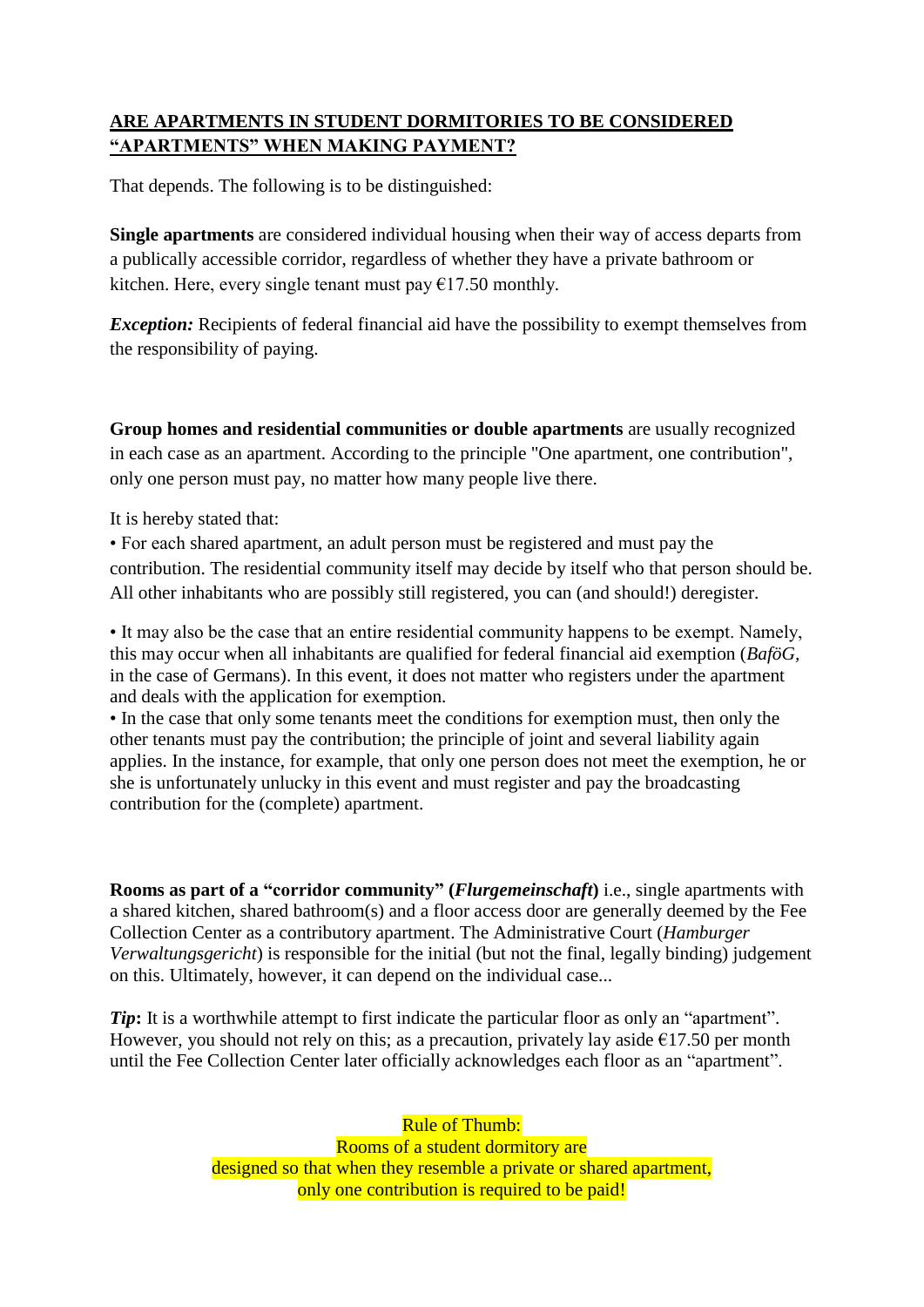## ARE APARTMENTS IN STUDENT DORMITORIES TO BE CONSIDERED "APARTMENTS" WHEN MAKING PAYMENT?

That depends. The following is to be distinguished:

**Single apartments** are considered individual housing when their way of access departs from a publically accessible corridor, regardless of whether they have a private bathroom or kitchen. Here, every single tenant must pay €17.50 monthly.

***Exception:*** Recipients of federal financial aid have the possibility to exempt themselves from the responsibility of paying.

**Group homes and residential communities or double apartments** are usually recognized in each case as an apartment. According to the principle "One apartment, one contribution", only one person must pay, no matter how many people live there.

It is hereby stated that:

- For each shared apartment, an adult person must be registered and must pay the contribution. The residential community itself may decide by itself who that person should be. All other inhabitants who are possibly still registered, you can (and should!) deregister.
- It may also be the case that an entire residential community happens to be exempt. Namely, this may occur when all inhabitants are qualified for federal financial aid exemption (*BaföG*, in the case of Germans). In this event, it does not matter who registers under the apartment and deals with the application for exemption.
- In the case that only some tenants meet the conditions for exemption must, then only the other tenants must pay the contribution; the principle of joint and several liability again applies. In the instance, for example, that only one person does not meet the exemption, he or she is unfortunately unlucky in this event and must register and pay the broadcasting contribution for the (complete) apartment.

**Rooms as part of a "corridor community" (*Flurgemeinschaft*)** i.e., single apartments with a shared kitchen, shared bathroom(s) and a floor access door are generally deemed by the Fee Collection Center as a contributory apartment. The Administrative Court (*Hamburger Verwaltungsgericht*) is responsible for the initial (but not the final, legally binding) judgement on this. Ultimately, however, it can depend on the individual case...

***Tip*:** It is a worthwhile attempt to first indicate the particular floor as only an "apartment". However, you should not rely on this; as a precaution, privately lay aside €17.50 per month until the Fee Collection Center later officially acknowledges each floor as an "apartment".

Rule of Thumb:
Rooms of a student dormitory are
designed so that when they resemble a private or shared apartment,
only one contribution is required to be paid!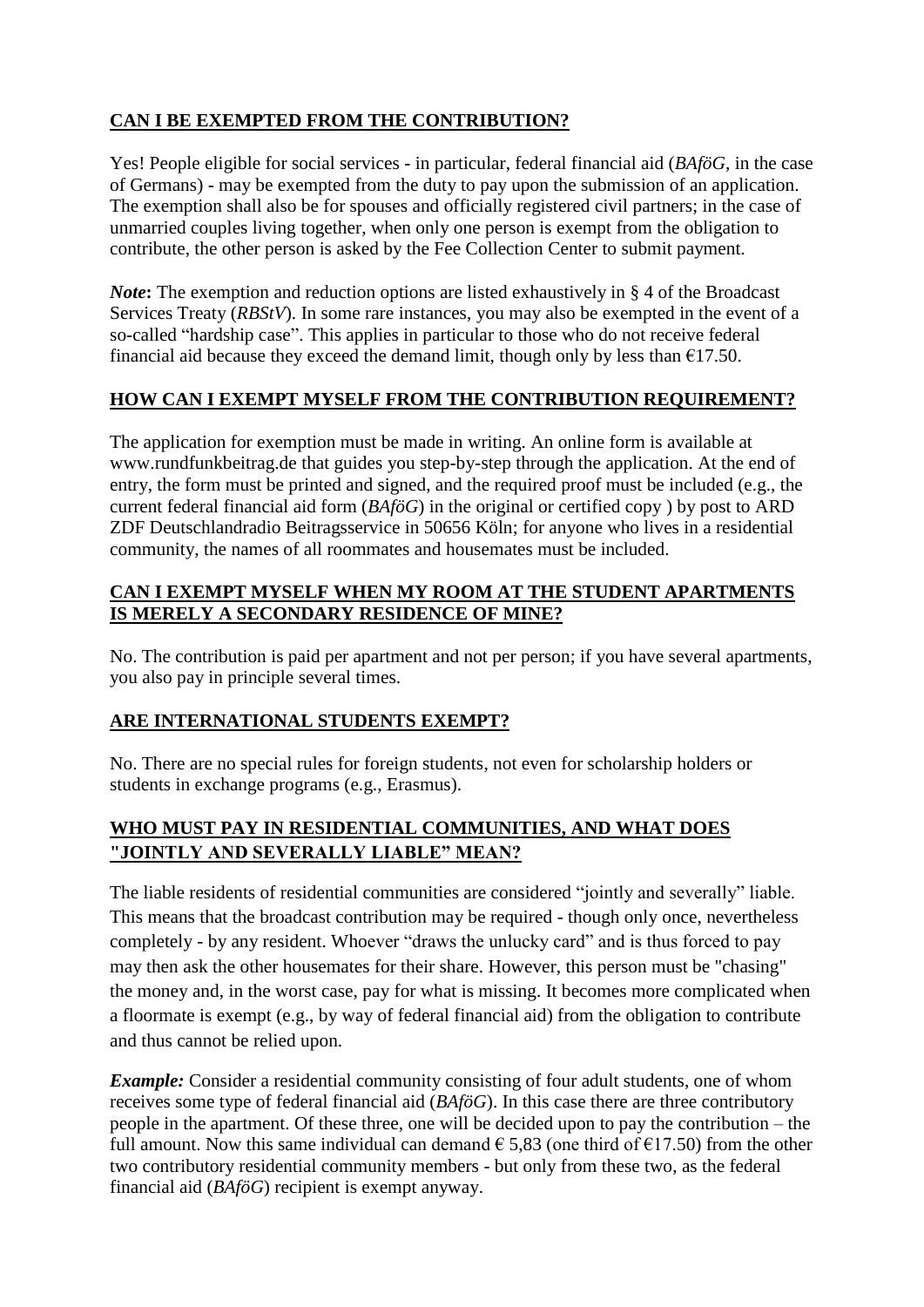## CAN I BE EXEMPTED FROM THE CONTRIBUTION?

Yes! People eligible for social services - in particular, federal financial aid (*BAföG*, in the case of Germans) - may be exempted from the duty to pay upon the submission of an application. The exemption shall also be for spouses and officially registered civil partners; in the case of unmarried couples living together, when only one person is exempt from the obligation to contribute, the other person is asked by the Fee Collection Center to submit payment.

***Note*:** The exemption and reduction options are listed exhaustively in § 4 of the Broadcast Services Treaty (*RBStV*). In some rare instances, you may also be exempted in the event of a so-called "hardship case". This applies in particular to those who do not receive federal financial aid because they exceed the demand limit, though only by less than €17.50.

## HOW CAN I EXEMPT MYSELF FROM THE CONTRIBUTION REQUIREMENT?

The application for exemption must be made in writing. An online form is available at www.rundfunkbeitrag.de that guides you step-by-step through the application. At the end of entry, the form must be printed and signed, and the required proof must be included (e.g., the current federal financial aid form (*BAföG*) in the original or certified copy ) by post to ARD ZDF Deutschlandradio Beitragsservice in 50656 Köln; for anyone who lives in a residential community, the names of all roommates and housemates must be included.

## CAN I EXEMPT MYSELF WHEN MY ROOM AT THE STUDENT APARTMENTS IS MERELY A SECONDARY RESIDENCE OF MINE?

No. The contribution is paid per apartment and not per person; if you have several apartments, you also pay in principle several times.

## ARE INTERNATIONAL STUDENTS EXEMPT?

No. There are no special rules for foreign students, not even for scholarship holders or students in exchange programs (e.g., Erasmus).

## WHO MUST PAY IN RESIDENTIAL COMMUNITIES, AND WHAT DOES "JOINTLY AND SEVERALLY LIABLE" MEAN?

The liable residents of residential communities are considered "jointly and severally" liable. This means that the broadcast contribution may be required - though only once, nevertheless completely - by any resident. Whoever "draws the unlucky card" and is thus forced to pay may then ask the other housemates for their share. However, this person must be "chasing" the money and, in the worst case, pay for what is missing. It becomes more complicated when a floormate is exempt (e.g., by way of federal financial aid) from the obligation to contribute and thus cannot be relied upon.

***Example:*** Consider a residential community consisting of four adult students, one of whom receives some type of federal financial aid (*BAföG*). In this case there are three contributory people in the apartment. Of these three, one will be decided upon to pay the contribution – the full amount. Now this same individual can demand € 5,83 (one third of €17.50) from the other two contributory residential community members - but only from these two, as the federal financial aid (*BAföG*) recipient is exempt anyway.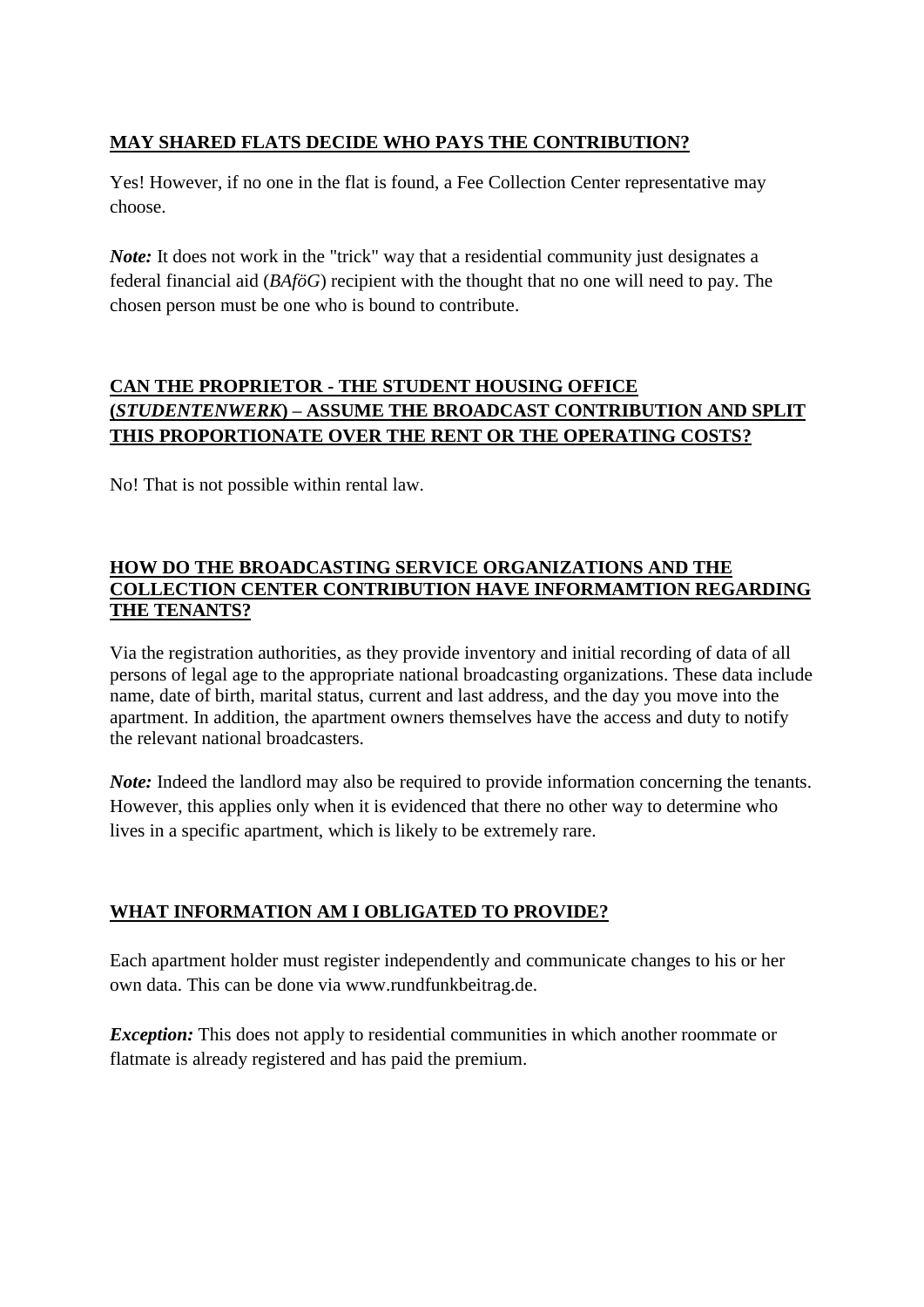## MAY SHARED FLATS DECIDE WHO PAYS THE CONTRIBUTION?

Yes! However, if no one in the flat is found, a Fee Collection Center representative may choose.

***Note:*** It does not work in the "trick" way that a residential community just designates a federal financial aid (*BAföG*) recipient with the thought that no one will need to pay. The chosen person must be one who is bound to contribute.

## CAN THE PROPRIETOR - THE STUDENT HOUSING OFFICE (*STUDENTENWERK*) – ASSUME THE BROADCAST CONTRIBUTION AND SPLIT THIS PROPORTIONATE OVER THE RENT OR THE OPERATING COSTS?

No! That is not possible within rental law.

## HOW DO THE BROADCASTING SERVICE ORGANIZATIONS AND THE COLLECTION CENTER CONTRIBUTION HAVE INFORMAMTION REGARDING THE TENANTS?

Via the registration authorities, as they provide inventory and initial recording of data of all persons of legal age to the appropriate national broadcasting organizations. These data include name, date of birth, marital status, current and last address, and the day you move into the apartment. In addition, the apartment owners themselves have the access and duty to notify the relevant national broadcasters.

***Note:*** Indeed the landlord may also be required to provide information concerning the tenants. However, this applies only when it is evidenced that there no other way to determine who lives in a specific apartment, which is likely to be extremely rare.

## WHAT INFORMATION AM I OBLIGATED TO PROVIDE?

Each apartment holder must register independently and communicate changes to his or her own data. This can be done via www.rundfunkbeitrag.de.

***Exception:*** This does not apply to residential communities in which another roommate or flatmate is already registered and has paid the premium.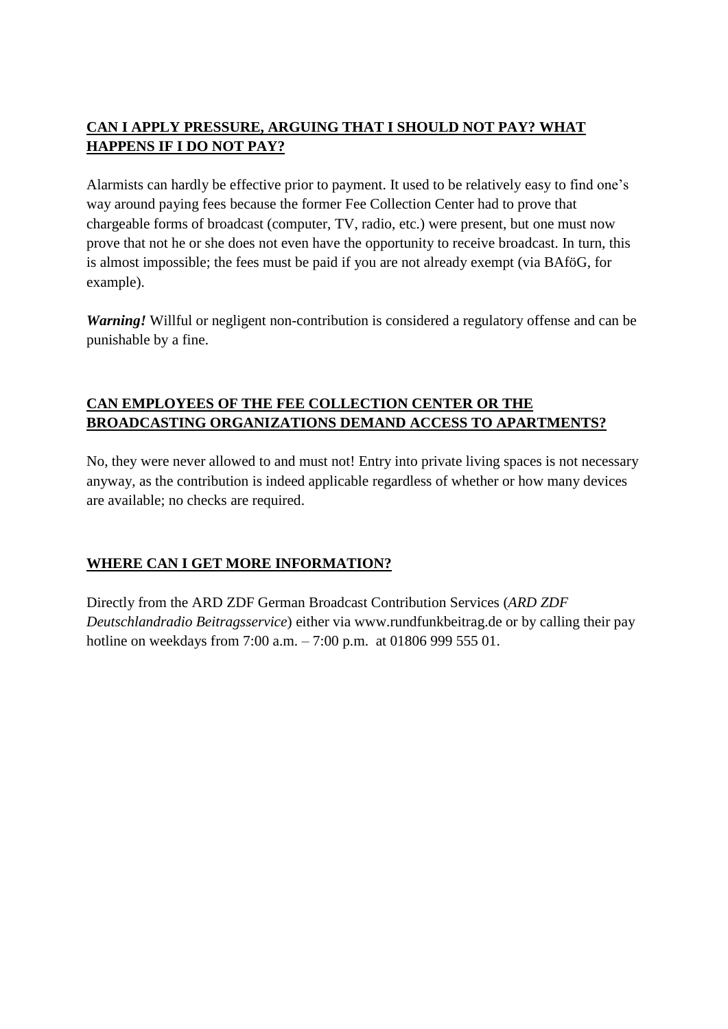## **CAN I APPLY PRESSURE, ARGUING THAT I SHOULD NOT PAY? WHAT HAPPENS IF I DO NOT PAY?**

Alarmists can hardly be effective prior to payment. It used to be relatively easy to find one's way around paying fees because the former Fee Collection Center had to prove that chargeable forms of broadcast (computer, TV, radio, etc.) were present, but one must now prove that not he or she does not even have the opportunity to receive broadcast. In turn, this is almost impossible; the fees must be paid if you are not already exempt (via BAföG, for example).

***Warning!*** Willful or negligent non-contribution is considered a regulatory offense and can be punishable by a fine.

## **CAN EMPLOYEES OF THE FEE COLLECTION CENTER OR THE BROADCASTING ORGANIZATIONS DEMAND ACCESS TO APARTMENTS?**

No, they were never allowed to and must not! Entry into private living spaces is not necessary anyway, as the contribution is indeed applicable regardless of whether or how many devices are available; no checks are required.

## **WHERE CAN I GET MORE INFORMATION?**

Directly from the ARD ZDF German Broadcast Contribution Services (*ARD ZDF Deutschlandradio Beitragsservice*) either via www.rundfunkbeitrag.de or by calling their pay hotline on weekdays from 7:00 a.m. – 7:00 p.m. at 01806 999 555 01.